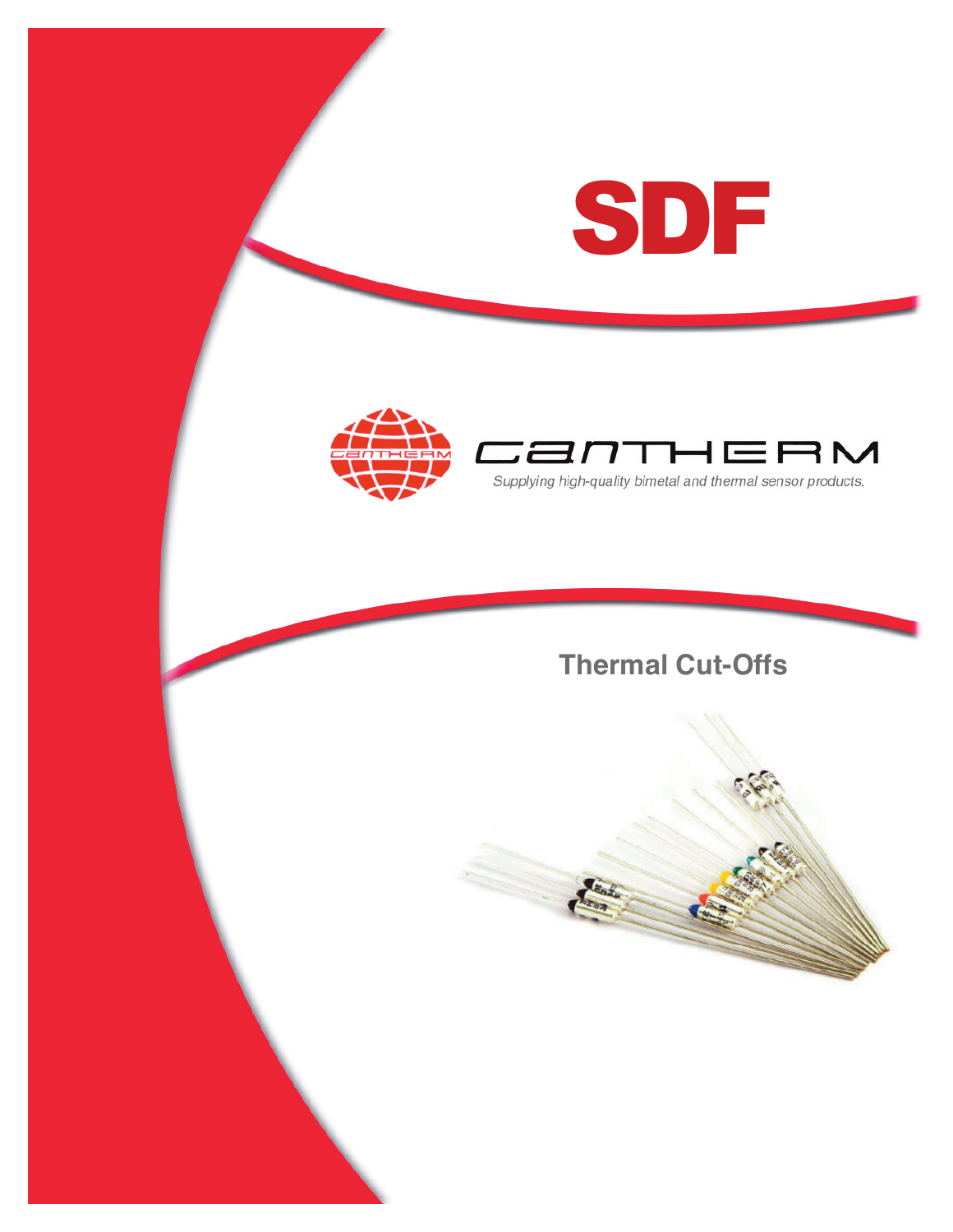# SDF

CANTHERM

*Supplying high-quality bimetal and thermal sensor products.*

## Thermal Cut-Offs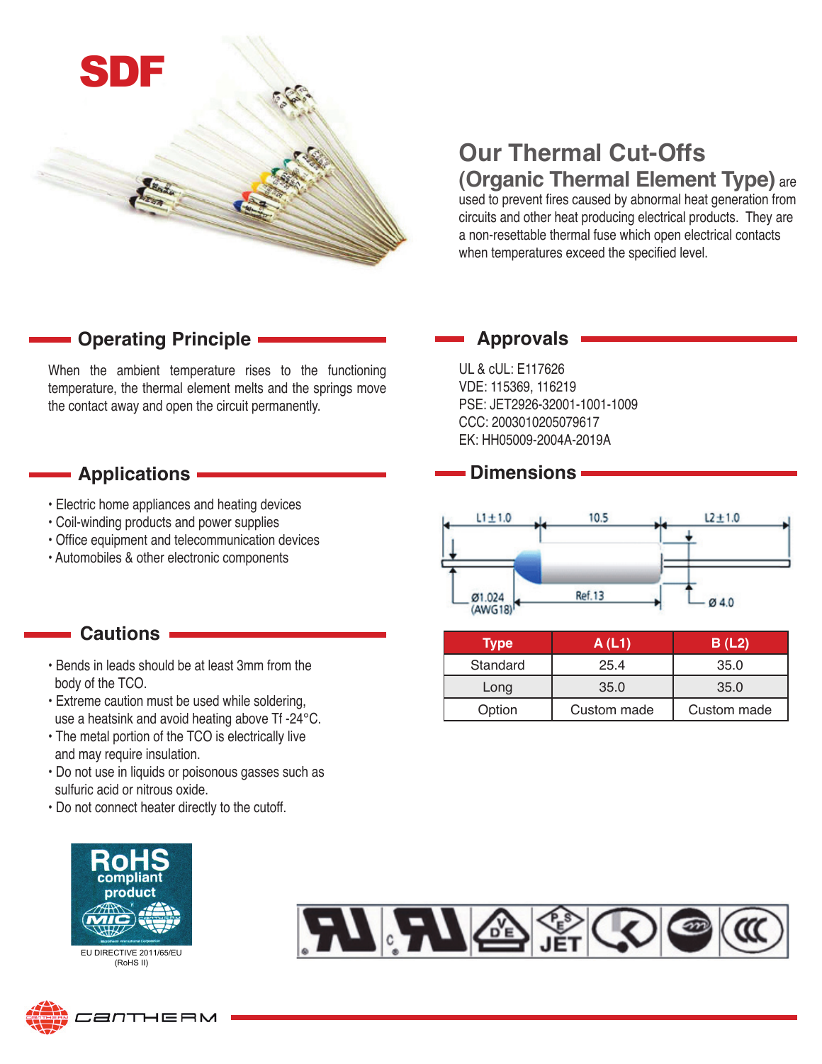# SDF

## Our Thermal Cut-Offs (Organic Thermal Element Type)

are used to prevent fires caused by abnormal heat generation from circuits and other heat producing electrical products. They are a non-resettable thermal fuse which open electrical contacts when temperatures exceed the specified level.

## Operating Principle

When the ambient temperature rises to the functioning temperature, the thermal element melts and the springs move the contact away and open the circuit permanently.

## Applications

- Electric home appliances and heating devices
- Coil-winding products and power supplies
- Office equipment and telecommunication devices
- Automobiles & other electronic components

## Cautions

- Bends in leads should be at least 3mm from the body of the TCO.
- Extreme caution must be used while soldering, use a heatsink and avoid heating above Tf -24°C.
- The metal portion of the TCO is electrically live and may require insulation.
- Do not use in liquids or poisonous gasses such as sulfuric acid or nitrous oxide.
- Do not connect heater directly to the cutoff.

## Approvals

UL & cUL: E117626
VDE: 115369, 116219
PSE: JET2926-32001-1001-1009
CCC: 2003010205079617
EK: HH05009-2004A-2019A

## Dimensions

L1 ± 1.0 | 10.5 | L2 ± 1.0
Ø1.024 (AWG18) | Ref.13 | Ø 4.0

| Type | A (L1) | B (L2) |
|---|---|---|
| Standard | 25.4 | 35.0 |
| Long | 35.0 | 35.0 |
| Option | Custom made | Custom made |

RoHS compliant product

EU DIRECTIVE 2011/65/EU (RoHS II)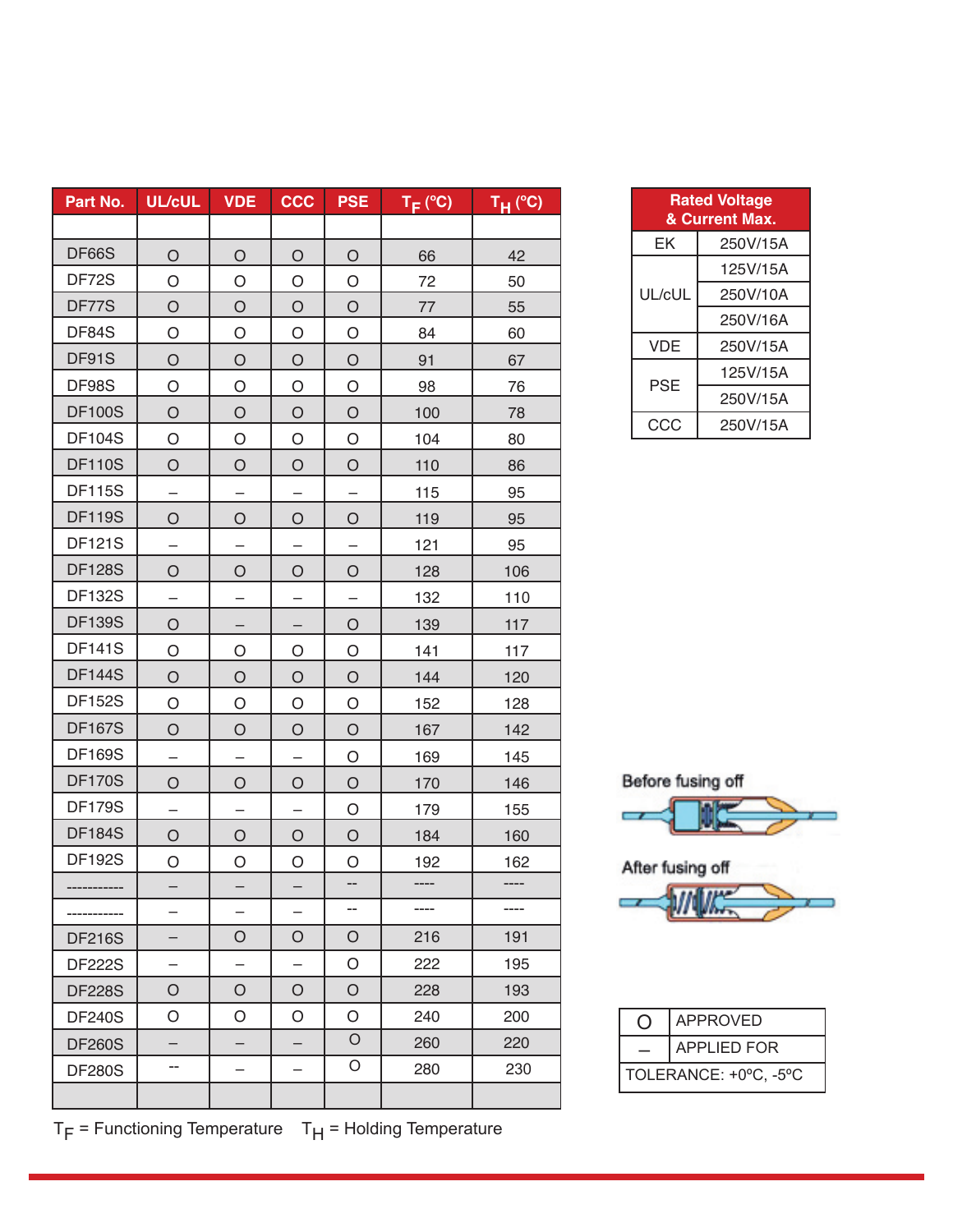| Part No. | UL/cUL | VDE | CCC | PSE | $T_F$ (ºC) | $T_H$ (ºC) |
|---|---|---|---|---|---|---|
| | | | | | | |
| DF66S | O | O | O | O | 66 | 42 |
| DF72S | O | O | O | O | 72 | 50 |
| DF77S | O | O | O | O | 77 | 55 |
| DF84S | O | O | O | O | 84 | 60 |
| DF91S | O | O | O | O | 91 | 67 |
| DF98S | O | O | O | O | 98 | 76 |
| DF100S | O | O | O | O | 100 | 78 |
| DF104S | O | O | O | O | 104 | 80 |
| DF110S | O | O | O | O | 110 | 86 |
| DF115S | – | – | – | – | 115 | 95 |
| DF119S | O | O | O | O | 119 | 95 |
| DF121S | – | – | – | – | 121 | 95 |
| DF128S | O | O | O | O | 128 | 106 |
| DF132S | – | – | – | – | 132 | 110 |
| DF139S | O | – | – | O | 139 | 117 |
| DF141S | O | O | O | O | 141 | 117 |
| DF144S | O | O | O | O | 144 | 120 |
| DF152S | O | O | O | O | 152 | 128 |
| DF167S | O | O | O | O | 167 | 142 |
| DF169S | – | – | – | O | 169 | 145 |
| DF170S | O | O | O | O | 170 | 146 |
| DF179S | – | – | – | O | 179 | 155 |
| DF184S | O | O | O | O | 184 | 160 |
| DF192S | O | O | O | O | 192 | 162 |
| ----------- | – | – | – | -- | ---- | ---- |
| ----------- | – | – | – | -- | ---- | ---- |
| DF216S | – | O | O | O | 216 | 191 |
| DF222S | – | – | – | O | 222 | 195 |
| DF228S | O | O | O | O | 228 | 193 |
| DF240S | O | O | O | O | 240 | 200 |
| DF260S | – | – | – | O | 260 | 220 |
| DF280S | -- | – | – | O | 280 | 230 |
| | | | | | | |

$T_F$ = Functioning Temperature $T_H$ = Holding Temperature

| Rated Voltage & Current Max. | |
|---|---|
| EK | 250V/15A |
| UL/cUL | 125V/15A |
| | 250V/10A |
| | 250V/16A |
| VDE | 250V/15A |
| PSE | 125V/15A |
| | 250V/15A |
| CCC | 250V/15A |

Before fusing off

After fusing off

| O | APPROVED |
|---|---|
| – | APPLIED FOR |
| TOLERANCE: +0ºC, -5ºC | |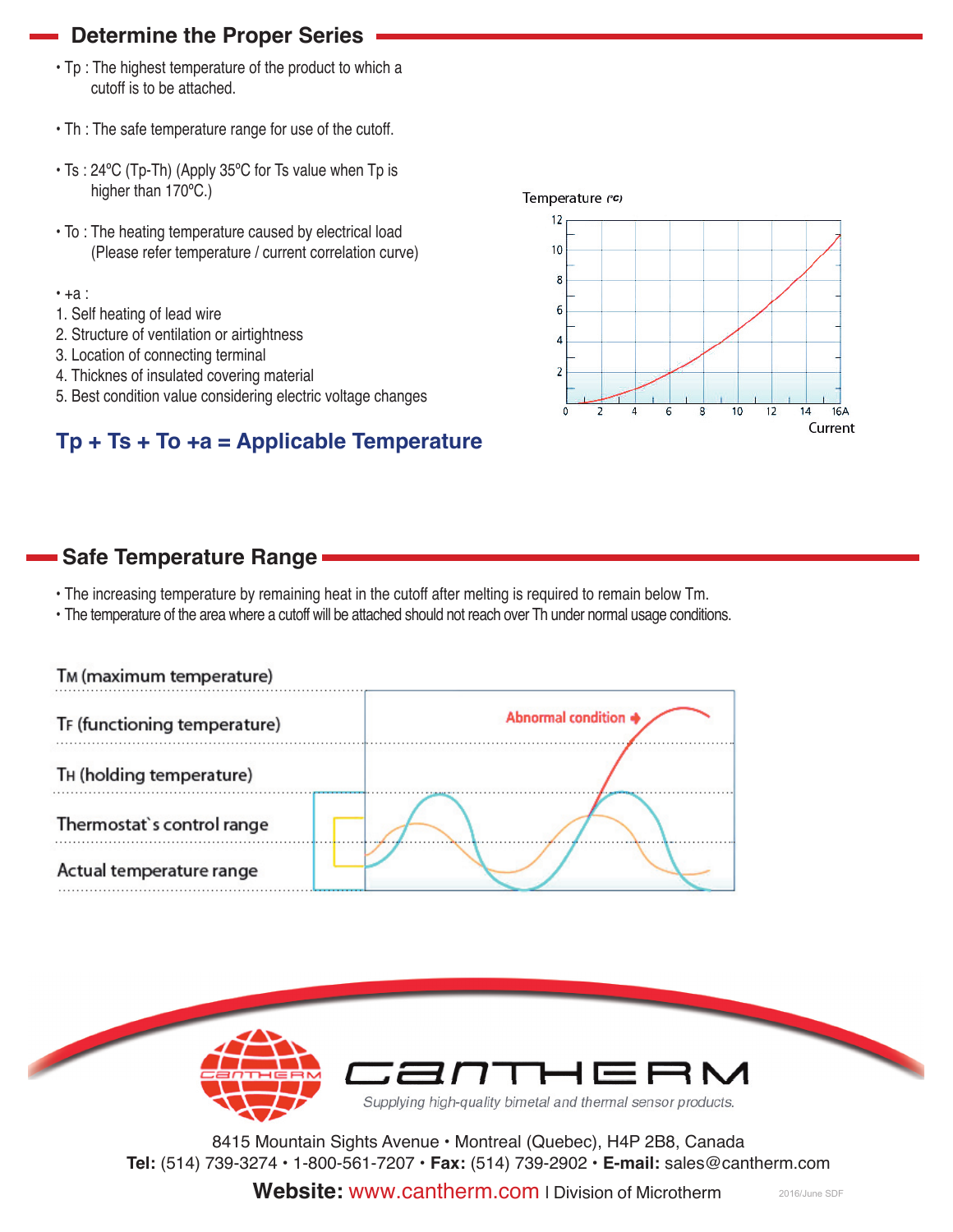## Determine the Proper Series

- Tp : The highest temperature of the product to which a cutoff is to be attached.
- Th : The safe temperature range for use of the cutoff.
- Ts : 24ºC (Tp-Th) (Apply 35ºC for Ts value when Tp is higher than 170ºC.)
- To : The heating temperature caused by electrical load (Please refer temperature / current correlation curve)
- +a :

1. Self heating of lead wire
2. Structure of ventilation or airtightness
3. Location of connecting terminal
4. Thicknes of insulated covering material
5. Best condition value considering electric voltage changes

**Tp + Ts + To +a = Applicable Temperature**

Temperature (ºC)
12
10
8
6
4
2
0 2 4 6 8 10 12 14 16A
Current

## Safe Temperature Range

- The increasing temperature by remaining heat in the cutoff after melting is required to remain below Tm.
- The temperature of the area where a cutoff will be attached should not reach over Th under normal usage conditions.

TM (maximum temperature)
TF (functioning temperature)
TH (holding temperature)
Thermostat`s control range
Actual temperature range
Abnormal condition

CANTHERM

*Supplying high-quality bimetal and thermal sensor products.*

8415 Mountain Sights Avenue • Montreal (Quebec), H4P 2B8, Canada
**Tel:** (514) 739-3274 • 1-800-561-7207 • **Fax:** (514) 739-2902 • **E-mail:** sales@cantherm.com
**Website:** www.cantherm.com I Division of Microtherm

2016/June SDF